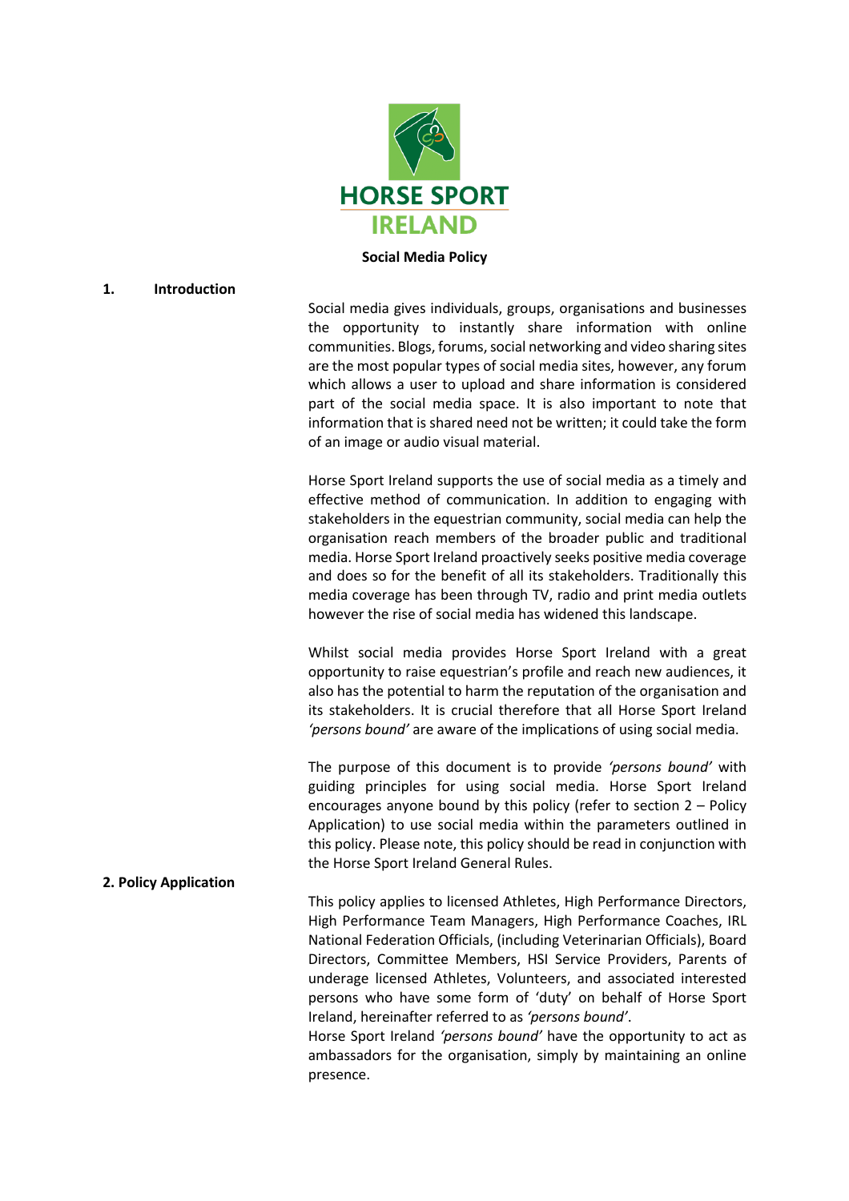**HORSE SPORT IRELAND**

# Social Media Policy

## 1. Introduction

Social media gives individuals, groups, organisations and businesses the opportunity to instantly share information with online communities. Blogs, forums, social networking and video sharing sites are the most popular types of social media sites, however, any forum which allows a user to upload and share information is considered part of the social media space. It is also important to note that information that is shared need not be written; it could take the form of an image or audio visual material.

Horse Sport Ireland supports the use of social media as a timely and effective method of communication. In addition to engaging with stakeholders in the equestrian community, social media can help the organisation reach members of the broader public and traditional media. Horse Sport Ireland proactively seeks positive media coverage and does so for the benefit of all its stakeholders. Traditionally this media coverage has been through TV, radio and print media outlets however the rise of social media has widened this landscape.

Whilst social media provides Horse Sport Ireland with a great opportunity to raise equestrian's profile and reach new audiences, it also has the potential to harm the reputation of the organisation and its stakeholders. It is crucial therefore that all Horse Sport Ireland *'persons bound'* are aware of the implications of using social media.

The purpose of this document is to provide *'persons bound'* with guiding principles for using social media. Horse Sport Ireland encourages anyone bound by this policy (refer to section 2 – Policy Application) to use social media within the parameters outlined in this policy. Please note, this policy should be read in conjunction with the Horse Sport Ireland General Rules.

## 2. Policy Application

This policy applies to licensed Athletes, High Performance Directors, High Performance Team Managers, High Performance Coaches, IRL National Federation Officials, (including Veterinarian Officials), Board Directors, Committee Members, HSI Service Providers, Parents of underage licensed Athletes, Volunteers, and associated interested persons who have some form of 'duty' on behalf of Horse Sport Ireland, hereinafter referred to as *'persons bound'*.

Horse Sport Ireland *'persons bound'* have the opportunity to act as ambassadors for the organisation, simply by maintaining an online presence.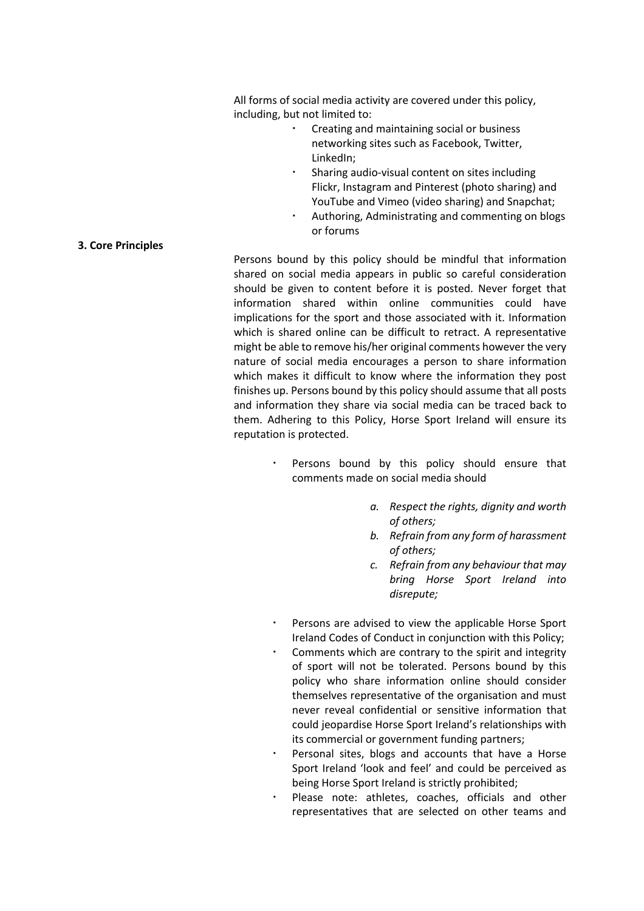All forms of social media activity are covered under this policy, including, but not limited to:

- Creating and maintaining social or business networking sites such as Facebook, Twitter, LinkedIn;
- Sharing audio-visual content on sites including Flickr, Instagram and Pinterest (photo sharing) and YouTube and Vimeo (video sharing) and Snapchat;
- Authoring, Administrating and commenting on blogs or forums

**3. Core Principles**

Persons bound by this policy should be mindful that information shared on social media appears in public so careful consideration should be given to content before it is posted. Never forget that information shared within online communities could have implications for the sport and those associated with it. Information which is shared online can be difficult to retract. A representative might be able to remove his/her original comments however the very nature of social media encourages a person to share information which makes it difficult to know where the information they post finishes up. Persons bound by this policy should assume that all posts and information they share via social media can be traced back to them. Adhering to this Policy, Horse Sport Ireland will ensure its reputation is protected.

- Persons bound by this policy should ensure that comments made on social media should
  - *a. Respect the rights, dignity and worth of others;*
  - *b. Refrain from any form of harassment of others;*
  - *c. Refrain from any behaviour that may bring Horse Sport Ireland into disrepute;*
- Persons are advised to view the applicable Horse Sport Ireland Codes of Conduct in conjunction with this Policy;
- Comments which are contrary to the spirit and integrity of sport will not be tolerated. Persons bound by this policy who share information online should consider themselves representative of the organisation and must never reveal confidential or sensitive information that could jeopardise Horse Sport Ireland's relationships with its commercial or government funding partners;
- Personal sites, blogs and accounts that have a Horse Sport Ireland 'look and feel' and could be perceived as being Horse Sport Ireland is strictly prohibited;
- Please note: athletes, coaches, officials and other representatives that are selected on other teams and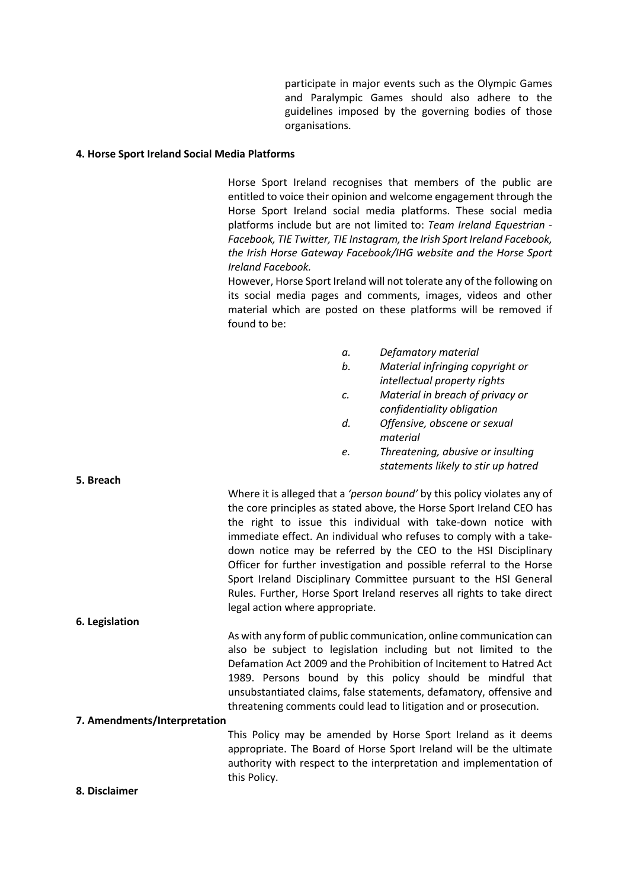participate in major events such as the Olympic Games and Paralympic Games should also adhere to the guidelines imposed by the governing bodies of those organisations.

**4. Horse Sport Ireland Social Media Platforms**

Horse Sport Ireland recognises that members of the public are entitled to voice their opinion and welcome engagement through the Horse Sport Ireland social media platforms. These social media platforms include but are not limited to: *Team Ireland Equestrian - Facebook, TIE Twitter, TIE Instagram, the Irish Sport Ireland Facebook, the Irish Horse Gateway Facebook/IHG website and the Horse Sport Ireland Facebook.*

However, Horse Sport Ireland will not tolerate any of the following on its social media pages and comments, images, videos and other material which are posted on these platforms will be removed if found to be:

- *a. Defamatory material*
- *b. Material infringing copyright or intellectual property rights*
- *c. Material in breach of privacy or confidentiality obligation*
- *d. Offensive, obscene or sexual material*
- *e. Threatening, abusive or insulting statements likely to stir up hatred*

**5. Breach**

Where it is alleged that a *'person bound'* by this policy violates any of the core principles as stated above, the Horse Sport Ireland CEO has the right to issue this individual with take-down notice with immediate effect. An individual who refuses to comply with a take-down notice may be referred by the CEO to the HSI Disciplinary Officer for further investigation and possible referral to the Horse Sport Ireland Disciplinary Committee pursuant to the HSI General Rules. Further, Horse Sport Ireland reserves all rights to take direct legal action where appropriate.

**6. Legislation**

As with any form of public communication, online communication can also be subject to legislation including but not limited to the Defamation Act 2009 and the Prohibition of Incitement to Hatred Act 1989. Persons bound by this policy should be mindful that unsubstantiated claims, false statements, defamatory, offensive and threatening comments could lead to litigation and or prosecution.

**7. Amendments/Interpretation**

This Policy may be amended by Horse Sport Ireland as it deems appropriate. The Board of Horse Sport Ireland will be the ultimate authority with respect to the interpretation and implementation of this Policy.

**8. Disclaimer**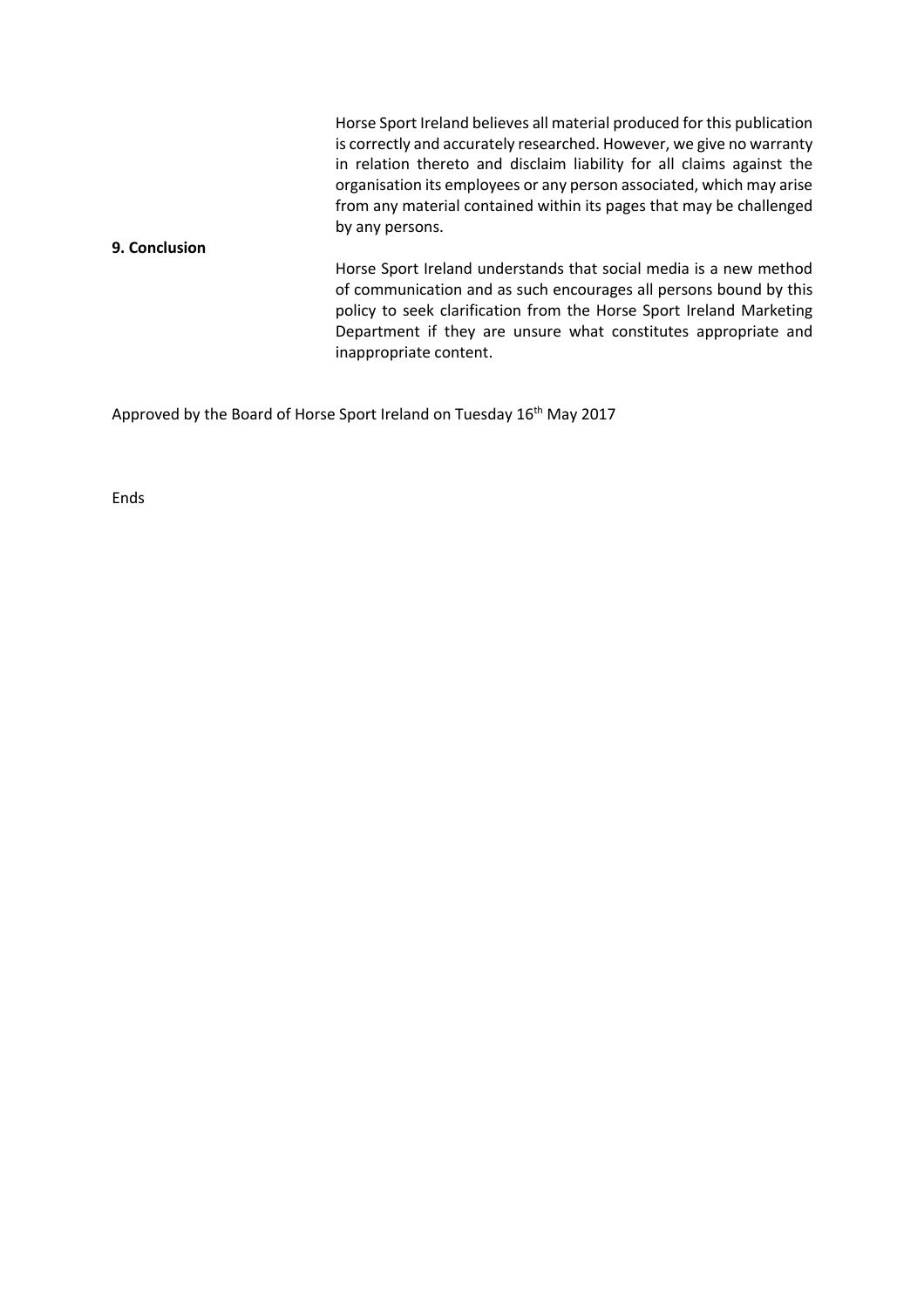Horse Sport Ireland believes all material produced for this publication is correctly and accurately researched. However, we give no warranty in relation thereto and disclaim liability for all claims against the organisation its employees or any person associated, which may arise from any material contained within its pages that may be challenged by any persons.

**9. Conclusion**

Horse Sport Ireland understands that social media is a new method of communication and as such encourages all persons bound by this policy to seek clarification from the Horse Sport Ireland Marketing Department if they are unsure what constitutes appropriate and inappropriate content.

Approved by the Board of Horse Sport Ireland on Tuesday 16th May 2017

Ends